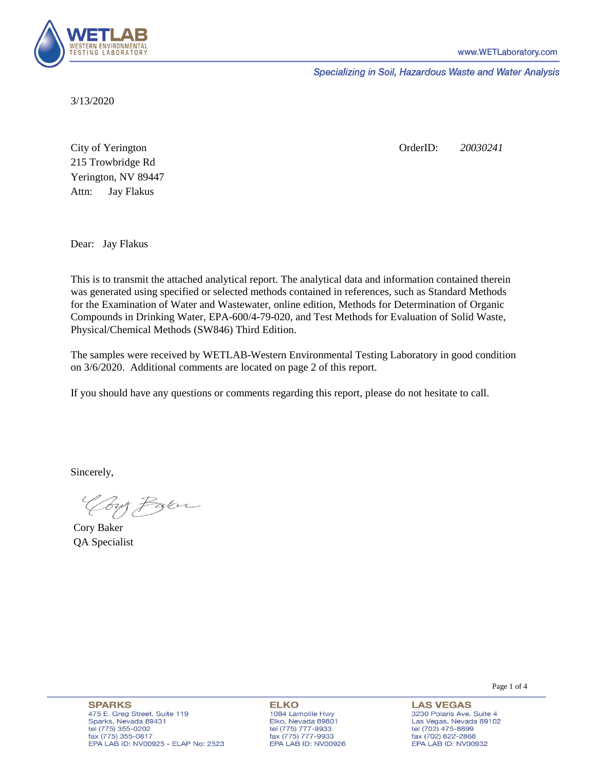WETLAB
WESTERN ENVIRONMENTAL TESTING LABORATORY

www.WETLaboratory.com

*Specializing in Soil, Hazardous Waste and Water Analysis*

3/13/2020

City of Yerington
215 Trowbridge Rd
Yerington, NV 89447
Attn: Jay Flakus

OrderID: *20030241*

Dear: Jay Flakus

This is to transmit the attached analytical report. The analytical data and information contained therein was generated using specified or selected methods contained in references, such as Standard Methods for the Examination of Water and Wastewater, online edition, Methods for Determination of Organic Compounds in Drinking Water, EPA-600/4-79-020, and Test Methods for Evaluation of Solid Waste, Physical/Chemical Methods (SW846) Third Edition.

The samples were received by WETLAB-Western Environmental Testing Laboratory in good condition on 3/6/2020. Additional comments are located on page 2 of this report.

If you should have any questions or comments regarding this report, please do not hesitate to call.

Sincerely,

Cory Baker
QA Specialist

**SPARKS**
475 E. Greg Street, Suite 119
Sparks, Nevada 89431
tel (775) 355-0202
fax (775) 355-0817
EPA LAB ID: NV00925 - ELAP No: 2523

**ELKO**
1084 Lamoille Hwy
Elko, Nevada 89801
tel (775) 777-9933
fax (775) 777-9933
EPA LAB ID: NV00926

**LAS VEGAS**
3230 Polaris Ave. Suite 4
Las Vegas, Nevada 89102
tel (702) 475-8899
fax (702) 622-2868
EPA LAB ID: NV00932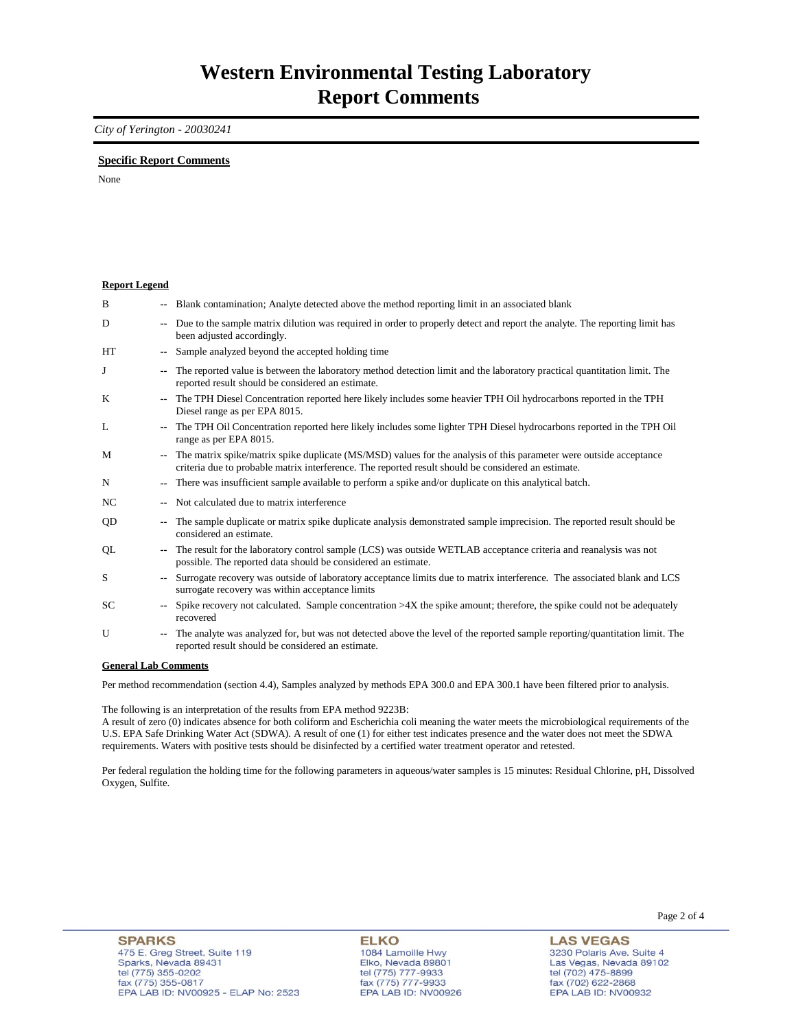# Western Environmental Testing Laboratory
# Report Comments

*City of Yerington - 20030241*

**Specific Report Comments**

None

**Report Legend**

| | | |
|---|---|---|
| B | -- | Blank contamination; Analyte detected above the method reporting limit in an associated blank |
| D | -- | Due to the sample matrix dilution was required in order to properly detect and report the analyte. The reporting limit has been adjusted accordingly. |
| HT | -- | Sample analyzed beyond the accepted holding time |
| J | -- | The reported value is between the laboratory method detection limit and the laboratory practical quantitation limit. The reported result should be considered an estimate. |
| K | -- | The TPH Diesel Concentration reported here likely includes some heavier TPH Oil hydrocarbons reported in the TPH Diesel range as per EPA 8015. |
| L | -- | The TPH Oil Concentration reported here likely includes some lighter TPH Diesel hydrocarbons reported in the TPH Oil range as per EPA 8015. |
| M | -- | The matrix spike/matrix spike duplicate (MS/MSD) values for the analysis of this parameter were outside acceptance criteria due to probable matrix interference. The reported result should be considered an estimate. |
| N | -- | There was insufficient sample available to perform a spike and/or duplicate on this analytical batch. |
| NC | -- | Not calculated due to matrix interference |
| QD | -- | The sample duplicate or matrix spike duplicate analysis demonstrated sample imprecision. The reported result should be considered an estimate. |
| QL | -- | The result for the laboratory control sample (LCS) was outside WETLAB acceptance criteria and reanalysis was not possible. The reported data should be considered an estimate. |
| S | -- | Surrogate recovery was outside of laboratory acceptance limits due to matrix interference. The associated blank and LCS surrogate recovery was within acceptance limits |
| SC | -- | Spike recovery not calculated. Sample concentration >4X the spike amount; therefore, the spike could not be adequately recovered |
| U | -- | The analyte was analyzed for, but was not detected above the level of the reported sample reporting/quantitation limit. The reported result should be considered an estimate. |

**General Lab Comments**

Per method recommendation (section 4.4), Samples analyzed by methods EPA 300.0 and EPA 300.1 have been filtered prior to analysis.

The following is an interpretation of the results from EPA method 9223B:
A result of zero (0) indicates absence for both coliform and Escherichia coli meaning the water meets the microbiological requirements of the U.S. EPA Safe Drinking Water Act (SDWA). A result of one (1) for either test indicates presence and the water does not meet the SDWA requirements. Waters with positive tests should be disinfected by a certified water treatment operator and retested.

Per federal regulation the holding time for the following parameters in aqueous/water samples is 15 minutes: Residual Chlorine, pH, Dissolved Oxygen, Sulfite.

**SPARKS**
475 E. Greg Street, Suite 119
Sparks, Nevada 89431
tel (775) 355-0202
fax (775) 355-0817
EPA LAB ID: NV00925 - ELAP No: 2523

**ELKO**
1084 Lamoille Hwy
Elko, Nevada 89801
tel (775) 777-9933
fax (775) 777-9933
EPA LAB ID: NV00926

**LAS VEGAS**
3230 Polaris Ave. Suite 4
Las Vegas, Nevada 89102
tel (702) 475-8899
fax (702) 622-2868
EPA LAB ID: NV00932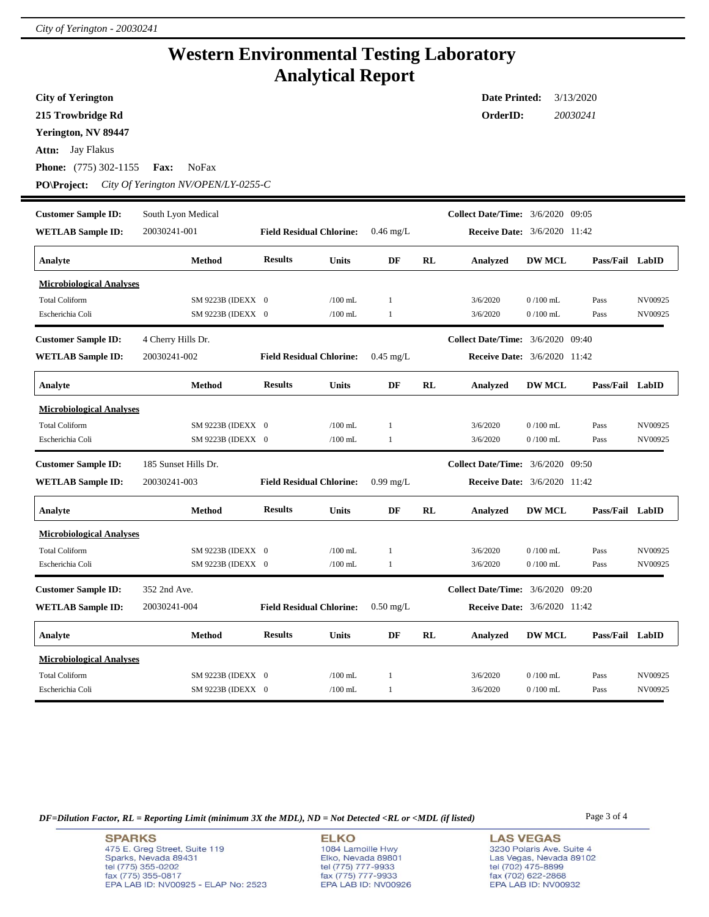# Western Environmental Testing Laboratory
# Analytical Report

**City of Yerington**
**215 Trowbridge Rd**
**Yerington, NV 89447**
**Attn:** Jay Flakus
**Phone:** (775) 302-1155 **Fax:** NoFax
**PO\Project:** *City Of Yerington NV/OPEN/LY-0255-C*

**Date Printed:** 3/13/2020
**OrderID:** *20030241*

---

**Customer Sample ID:** South Lyon Medical
**WETLAB Sample ID:** 20030241-001
**Field Residual Chlorine:** 0.46 mg/L
**Collect Date/Time:** 3/6/2020 09:05
**Receive Date:** 3/6/2020 11:42

| Analyte | Method | Results | Units | DF | RL | Analyzed | DW MCL | Pass/Fail | LabID |
|---|---|---|---|---|---|---|---|---|---|
| **Microbiological Analyses** | | | | | | | | | |
| Total Coliform | SM 9223B (IDEXX | 0 | /100 mL | 1 | | 3/6/2020 | 0 /100 mL | Pass | NV00925 |
| Escherichia Coli | SM 9223B (IDEXX | 0 | /100 mL | 1 | | 3/6/2020 | 0 /100 mL | Pass | NV00925 |

**Customer Sample ID:** 4 Cherry Hills Dr.
**WETLAB Sample ID:** 20030241-002
**Field Residual Chlorine:** 0.45 mg/L
**Collect Date/Time:** 3/6/2020 09:40
**Receive Date:** 3/6/2020 11:42

| Analyte | Method | Results | Units | DF | RL | Analyzed | DW MCL | Pass/Fail | LabID |
|---|---|---|---|---|---|---|---|---|---|
| **Microbiological Analyses** | | | | | | | | | |
| Total Coliform | SM 9223B (IDEXX | 0 | /100 mL | 1 | | 3/6/2020 | 0 /100 mL | Pass | NV00925 |
| Escherichia Coli | SM 9223B (IDEXX | 0 | /100 mL | 1 | | 3/6/2020 | 0 /100 mL | Pass | NV00925 |

**Customer Sample ID:** 185 Sunset Hills Dr.
**WETLAB Sample ID:** 20030241-003
**Field Residual Chlorine:** 0.99 mg/L
**Collect Date/Time:** 3/6/2020 09:50
**Receive Date:** 3/6/2020 11:42

| Analyte | Method | Results | Units | DF | RL | Analyzed | DW MCL | Pass/Fail | LabID |
|---|---|---|---|---|---|---|---|---|---|
| **Microbiological Analyses** | | | | | | | | | |
| Total Coliform | SM 9223B (IDEXX | 0 | /100 mL | 1 | | 3/6/2020 | 0 /100 mL | Pass | NV00925 |
| Escherichia Coli | SM 9223B (IDEXX | 0 | /100 mL | 1 | | 3/6/2020 | 0 /100 mL | Pass | NV00925 |

**Customer Sample ID:** 352 2nd Ave.
**WETLAB Sample ID:** 20030241-004
**Field Residual Chlorine:** 0.50 mg/L
**Collect Date/Time:** 3/6/2020 09:20
**Receive Date:** 3/6/2020 11:42

| Analyte | Method | Results | Units | DF | RL | Analyzed | DW MCL | Pass/Fail | LabID |
|---|---|---|---|---|---|---|---|---|---|
| **Microbiological Analyses** | | | | | | | | | |
| Total Coliform | SM 9223B (IDEXX | 0 | /100 mL | 1 | | 3/6/2020 | 0 /100 mL | Pass | NV00925 |
| Escherichia Coli | SM 9223B (IDEXX | 0 | /100 mL | 1 | | 3/6/2020 | 0 /100 mL | Pass | NV00925 |

***DF=Dilution Factor, RL = Reporting Limit (minimum 3X the MDL), ND = Not Detected <RL or <MDL (if listed)***

**SPARKS**
475 E. Greg Street, Suite 119
Sparks, Nevada 89431
tel (775) 355-0202
fax (775) 355-0817
EPA LAB ID: NV00925 - ELAP No: 2523

**ELKO**
1084 Lamoille Hwy
Elko, Nevada 89801
tel (775) 777-9933
fax (775) 777-9933
EPA LAB ID: NV00926

**LAS VEGAS**
3230 Polaris Ave. Suite 4
Las Vegas, Nevada 89102
tel (702) 475-8899
fax (702) 622-2868
EPA LAB ID: NV00932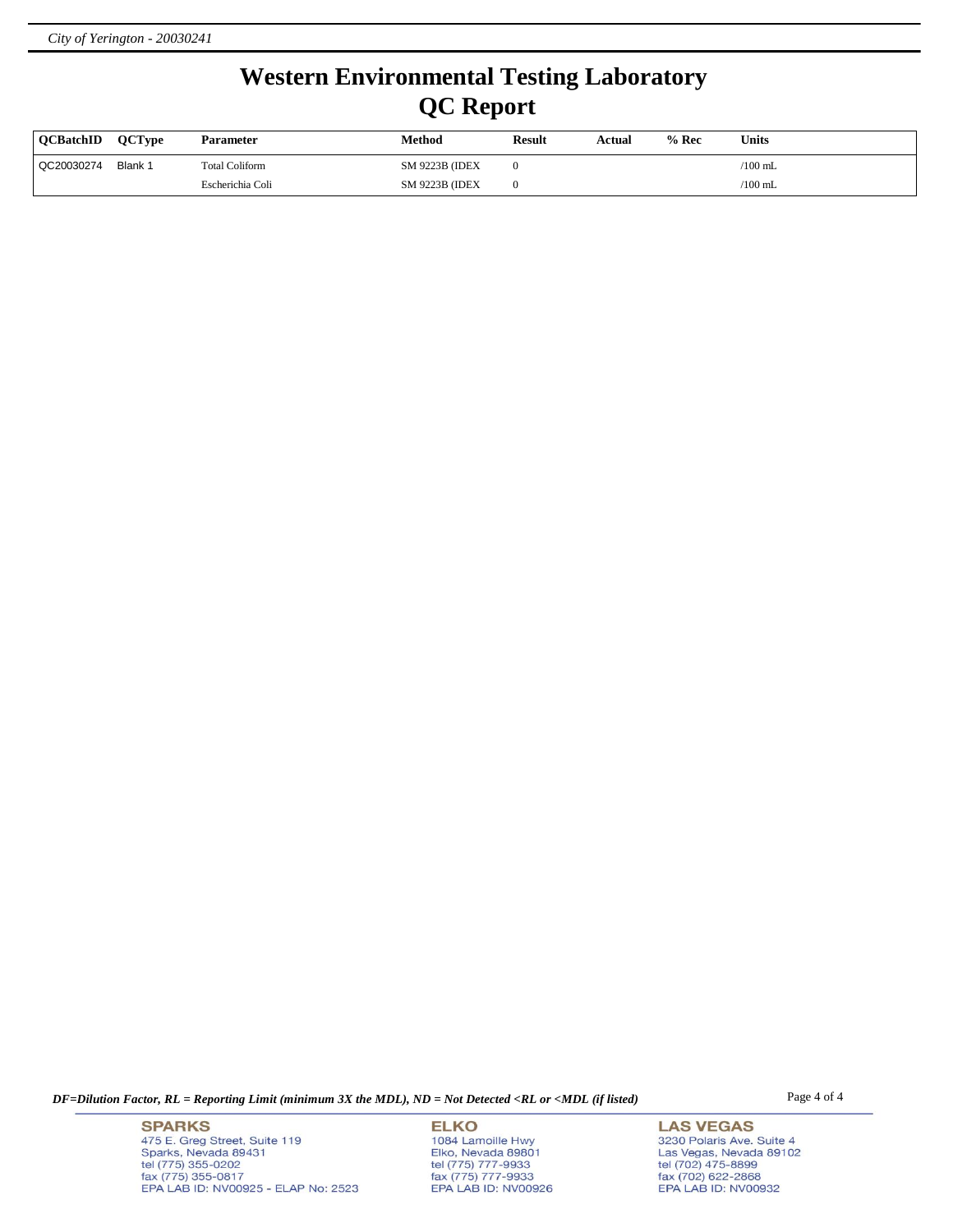# Western Environmental Testing Laboratory
# QC Report

| QCBatchID | QCType | Parameter | Method | Result | Actual | % Rec | Units |
|---|---|---|---|---|---|---|---|
| QC20030274 | Blank 1 | Total Coliform | SM 9223B (IDEX | 0 | | | /100 mL |
| | | Escherichia Coli | SM 9223B (IDEX | 0 | | | /100 mL |

*DF=Dilution Factor, RL = Reporting Limit (minimum 3X the MDL), ND = Not Detected <RL or <MDL (if listed)*

**SPARKS**
475 E. Greg Street, Suite 119
Sparks, Nevada 89431
tel (775) 355-0202
fax (775) 355-0817
EPA LAB ID: NV00925 - ELAP No: 2523

**ELKO**
1084 Lamoille Hwy
Elko, Nevada 89801
tel (775) 777-9933
fax (775) 777-9933
EPA LAB ID: NV00926

**LAS VEGAS**
3230 Polaris Ave. Suite 4
Las Vegas, Nevada 89102
tel (702) 475-8899
fax (702) 622-2868
EPA LAB ID: NV00932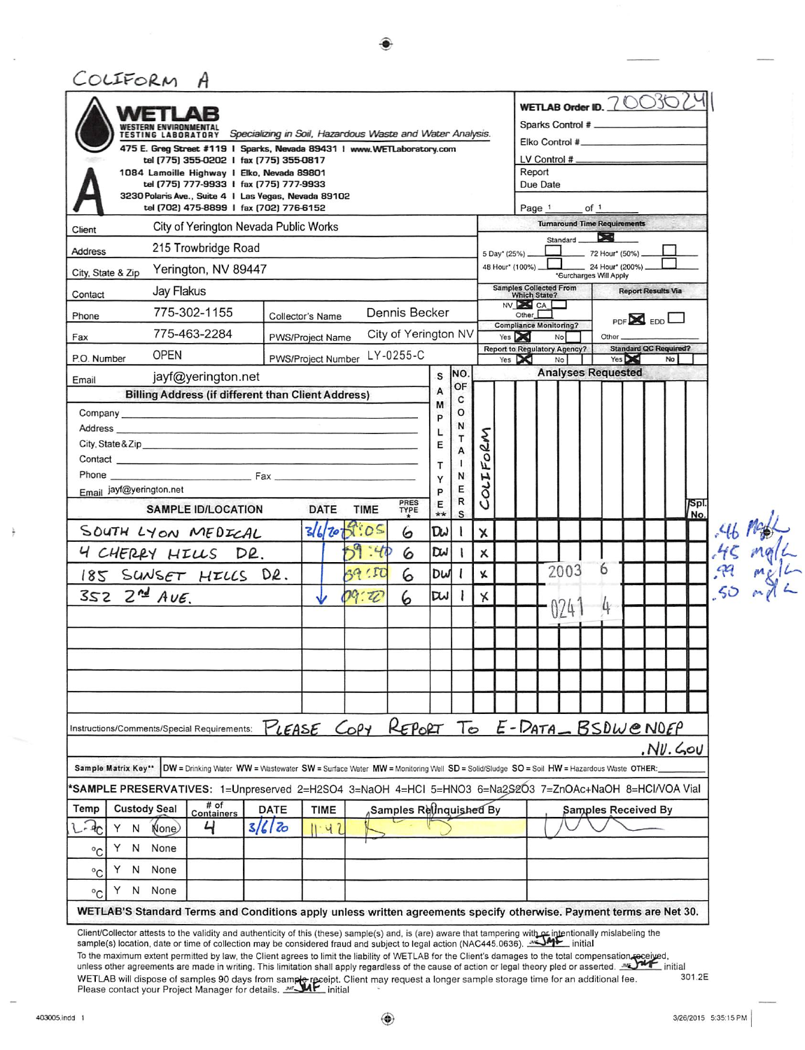COLIFORM A

**WETLAB** WESTERN ENVIRONMENTAL TESTING LABORATORY *Specializing in Soil, Hazardous Waste and Water Analysis.*

475 E. Greg Street #119 | Sparks, Nevada 89431 | www.WETLaboratory.com
tel (775) 355-0202 | fax (775) 355-0817
1084 Lamoille Highway | Elko, Nevada 89801
tel (775) 777-9933 | fax (775) 777-9933
3230 Polaris Ave., Suite 4 | Las Vegas, Nevada 89102
tel (702) 475-8899 | fax (702) 776-6152

WETLAB Order ID. 2003024
Sparks Control #
Elko Control #
LV Control #
Report Due Date
Page 1 of 1

| | |
|---|---|
| Client | City of Yerington Nevada Public Works |
| Address | 215 Trowbridge Road |
| City, State & Zip | Yerington, NV 89447 |
| Contact | Jay Flakus |
| Phone | 775-302-1155 |
| Collector's Name | Dennis Becker |
| Fax | 775-463-2284 |
| PWS/Project Name | City of Yerington NV |
| P.O. Number | OPEN |
| PWS/Project Number | LY-0255-C |
| Email | jayf@yerington.net |

**Turnaround Time Requirements**
Standard [X] 5 Day* (25%) [ ] 72 Hour* (50%) [ ] 48 Hour* (100%) [ ] 24 Hour* (200%) [ ]
*Surcharges Will Apply

Samples Collected From Which State? NV [X] CA [ ] Other [ ]
Report Results Via: PDF [X] EDD [ ] Other
Compliance Monitoring? Yes [X] No [ ]
Report to Regulatory Agency? Yes [X] No [ ]
Standard QC Required? Yes [X] No [ ]

**Billing Address (if different than Client Address)**
Company
Address
City, State & Zip
Contact
Phone Fax
Email jayf@yerington.net

| SAMPLE ID/LOCATION | DATE | TIME | PRES TYPE* | SAMPLE TYPE** | NO. OF CONTAINERS | COLIFORM | | |
|---|---|---|---|---|---|---|---|---|
| SOUTH LYON MEDICAL | 3/6/20 | 09:05 | 6 | DW | 1 | X | | .46 mg/L |
| 4 CHERRY HILLS DR. | | 09:40 | 6 | DW | 1 | X | | .45 mg/L |
| 185 SUNSET HILLS DR. | | 09:50 | 6 | DW | 1 | X | 2003 6 | .99 mg/L |
| 352 2nd AVE. | ↓ | 09:20 | 6 | DW | 1 | X | 0241 4 | .50 mg/L |

Instructions/Comments/Special Requirements: PLEASE COPY REPORT TO E-DATA_BSDW@NDEP.NV.GOV

Sample Matrix Key** DW = Drinking Water WW = Wastewater SW = Surface Water MW = Monitoring Well SD = Solid/Sludge SO = Soil HW = Hazardous Waste OTHER:

*SAMPLE PRESERVATIVES: 1=Unpreserved 2=H2SO4 3=NaOH 4=HCl 5=HNO3 6=Na2S2O3 7=ZnOAc+NaOH 8=HCl/VOA Vial

| Temp | Custody Seal | # of Containers | DATE | TIME | Samples Relinquished By | Samples Received By |
|---|---|---|---|---|---|---|
| 1.7 °C | Y N None | 4 | 3/6/20 | 11:42 | [signature] | [signature] |
| °C | Y N None | | | | | |
| °C | Y N None | | | | | |
| °C | Y N None | | | | | |

**WETLAB'S Standard Terms and Conditions apply unless written agreements specify otherwise. Payment terms are Net 30.**

Client/Collector attests to the validity and authenticity of this (these) sample(s) and, is (are) aware that tampering with or intentionally mislabeling the sample(s) location, date or time of collection may be considered fraud and subject to legal action (NAC445.0636). JMF initial

To the maximum extent permitted by law, the Client agrees to limit the liability of WETLAB for the Client's damages to the total compensation received, unless other agreements are made in writing. This limitation shall apply regardless of the cause of action or legal theory pled or asserted. JMF initial

WETLAB will dispose of samples 90 days from sample receipt. Client may request a longer sample storage time for an additional fee. Please contact your Project Manager for details. JMF initial

301.2E